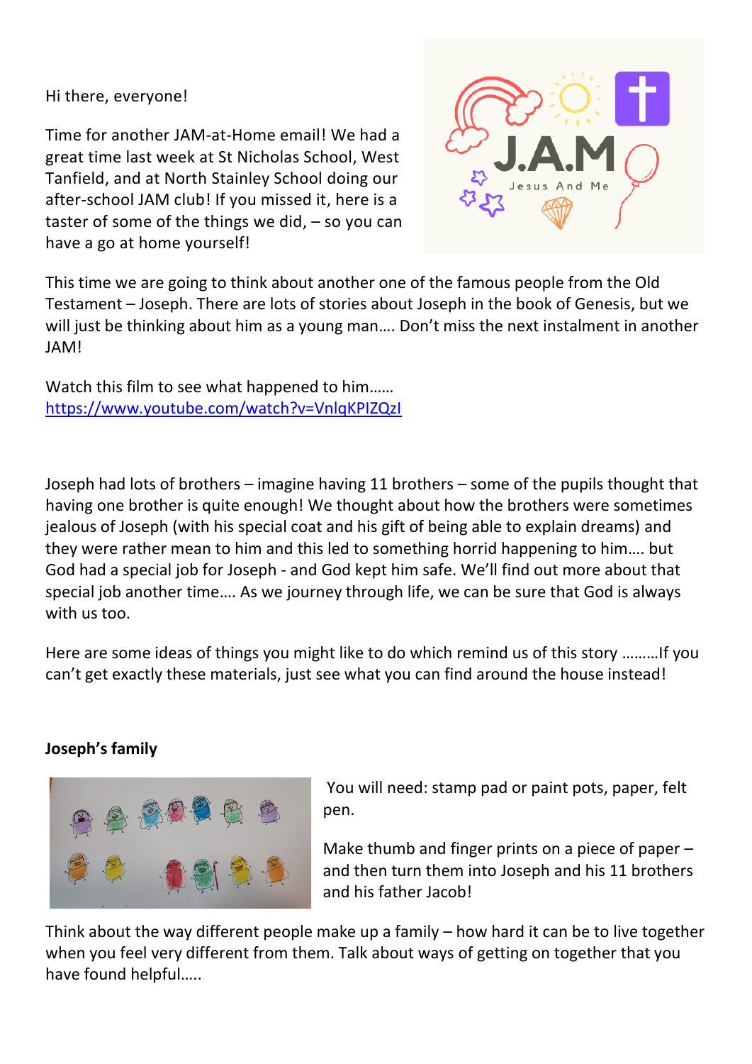Hi there, everyone!

Time for another JAM-at-Home email! We had a great time last week at St Nicholas School, West Tanfield, and at North Stainley School doing our after-school JAM club! If you missed it, here is a taster of some of the things we did, – so you can have a go at home yourself!

This time we are going to think about another one of the famous people from the Old Testament – Joseph. There are lots of stories about Joseph in the book of Genesis, but we will just be thinking about him as a young man…. Don't miss the next instalment in another JAM!

Watch this film to see what happened to him……
https://www.youtube.com/watch?v=VnlqKPIZQzI

Joseph had lots of brothers – imagine having 11 brothers – some of the pupils thought that having one brother is quite enough! We thought about how the brothers were sometimes jealous of Joseph (with his special coat and his gift of being able to explain dreams) and they were rather mean to him and this led to something horrid happening to him…. but God had a special job for Joseph - and God kept him safe. We'll find out more about that special job another time…. As we journey through life, we can be sure that God is always with us too.

Here are some ideas of things you might like to do which remind us of this story ………If you can't get exactly these materials, just see what you can find around the house instead!

**Joseph's family**

You will need: stamp pad or paint pots, paper, felt pen.

Make thumb and finger prints on a piece of paper – and then turn them into Joseph and his 11 brothers and his father Jacob!

Think about the way different people make up a family – how hard it can be to live together when you feel very different from them. Talk about ways of getting on together that you have found helpful…..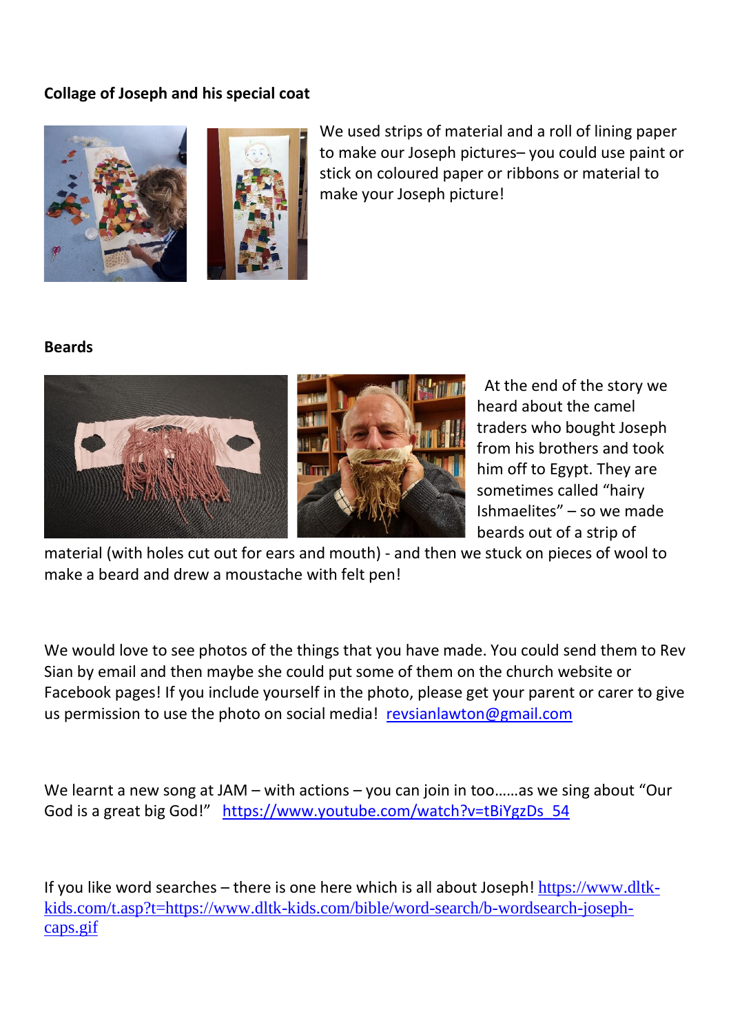**Collage of Joseph and his special coat**

We used strips of material and a roll of lining paper to make our Joseph pictures– you could use paint or stick on coloured paper or ribbons or material to make your Joseph picture!

**Beards**

At the end of the story we heard about the camel traders who bought Joseph from his brothers and took him off to Egypt. They are sometimes called "hairy Ishmaelites" – so we made beards out of a strip of material (with holes cut out for ears and mouth) - and then we stuck on pieces of wool to make a beard and drew a moustache with felt pen!

We would love to see photos of the things that you have made. You could send them to Rev Sian by email and then maybe she could put some of them on the church website or Facebook pages! If you include yourself in the photo, please get your parent or carer to give us permission to use the photo on social media! revsianlawton@gmail.com

We learnt a new song at JAM – with actions – you can join in too……as we sing about "Our God is a great big God!" https://www.youtube.com/watch?v=tBiYgzDs_54

If you like word searches – there is one here which is all about Joseph! https://www.dltk-kids.com/t.asp?t=https://www.dltk-kids.com/bible/word-search/b-wordsearch-joseph-caps.gif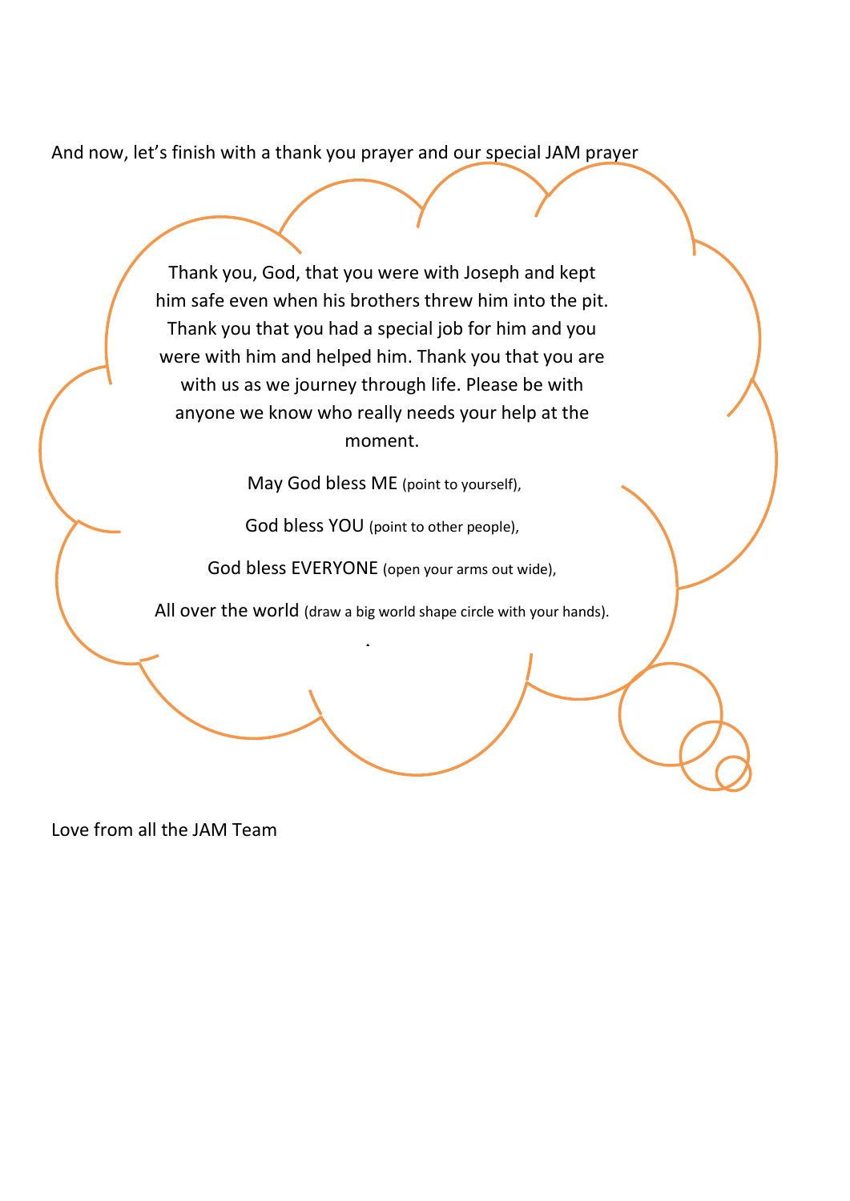And now, let's finish with a thank you prayer and our special JAM prayer

Thank you, God, that you were with Joseph and kept him safe even when his brothers threw him into the pit. Thank you that you had a special job for him and you were with him and helped him. Thank you that you are with us as we journey through life. Please be with anyone we know who really needs your help at the moment.

May God bless ME (point to yourself),

God bless YOU (point to other people),

God bless EVERYONE (open your arms out wide),

All over the world (draw a big world shape circle with your hands).

Love from all the JAM Team